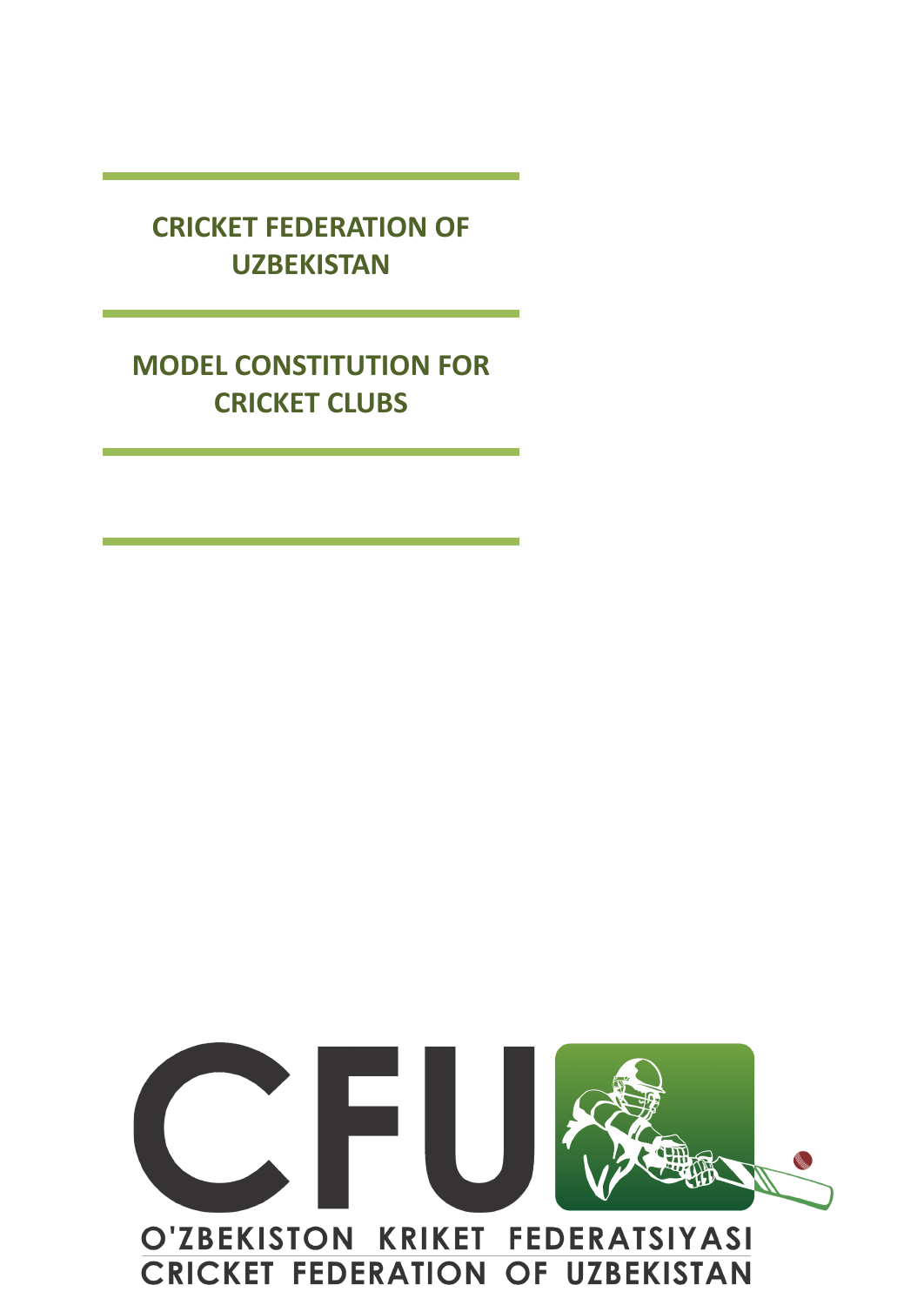# CRICKET FEDERATION OF UZBEKISTAN

## MODEL CONSTITUTION FOR CRICKET CLUBS

O'ZBEKISTON KRIKET FEDERATSIYASI

CRICKET FEDERATION OF UZBEKISTAN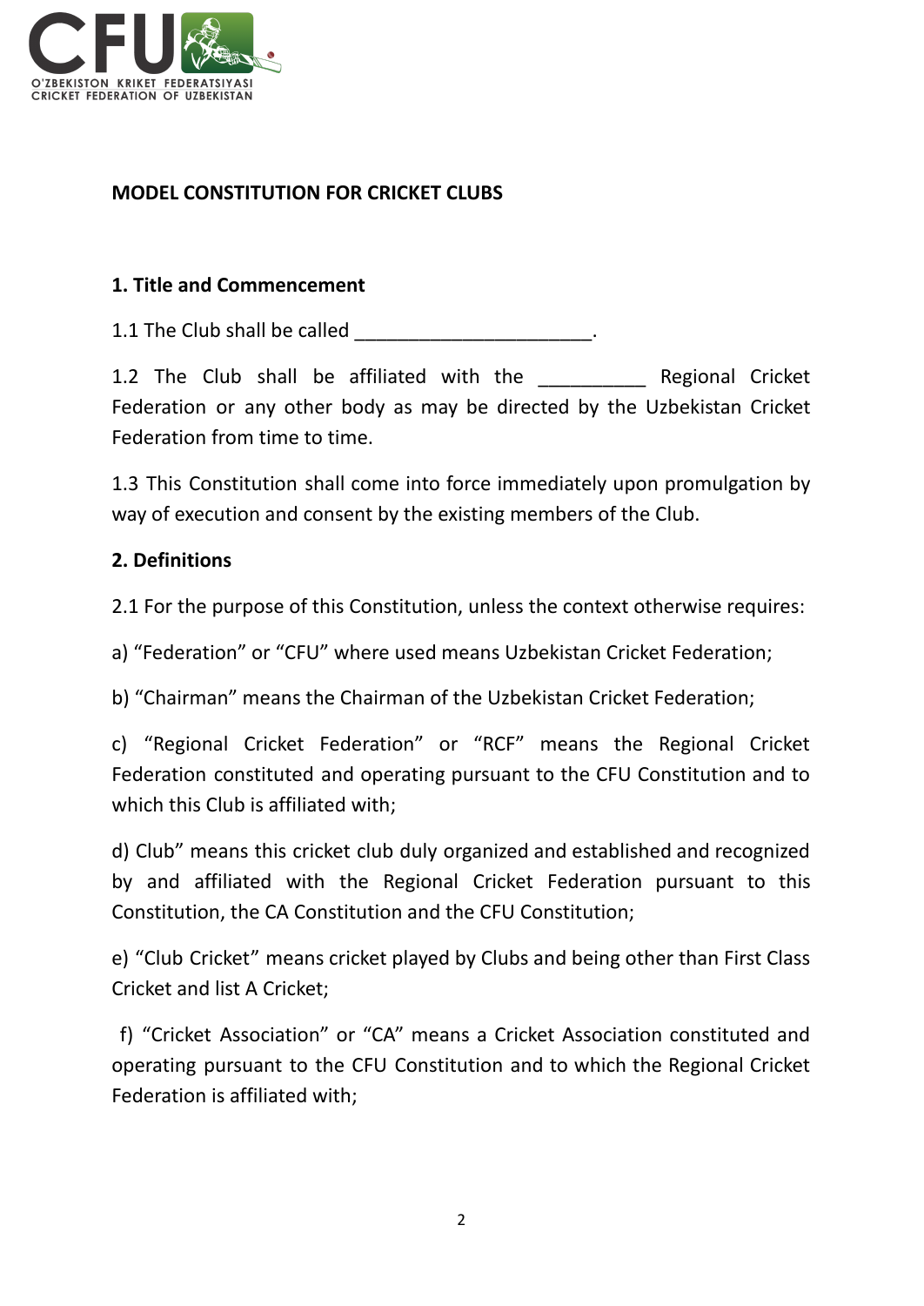**MODEL CONSTITUTION FOR CRICKET CLUBS**

**1. Title and Commencement**

1.1 The Club shall be called ______________________.

1.2 The Club shall be affiliated with the __________ Regional Cricket Federation or any other body as may be directed by the Uzbekistan Cricket Federation from time to time.

1.3 This Constitution shall come into force immediately upon promulgation by way of execution and consent by the existing members of the Club.

**2. Definitions**

2.1 For the purpose of this Constitution, unless the context otherwise requires:

a) "Federation" or "CFU" where used means Uzbekistan Cricket Federation;

b) "Chairman" means the Chairman of the Uzbekistan Cricket Federation;

c) "Regional Cricket Federation" or "RCF" means the Regional Cricket Federation constituted and operating pursuant to the CFU Constitution and to which this Club is affiliated with;

d) Club" means this cricket club duly organized and established and recognized by and affiliated with the Regional Cricket Federation pursuant to this Constitution, the CA Constitution and the CFU Constitution;

e) "Club Cricket" means cricket played by Clubs and being other than First Class Cricket and list A Cricket;

f) "Cricket Association" or "CA" means a Cricket Association constituted and operating pursuant to the CFU Constitution and to which the Regional Cricket Federation is affiliated with;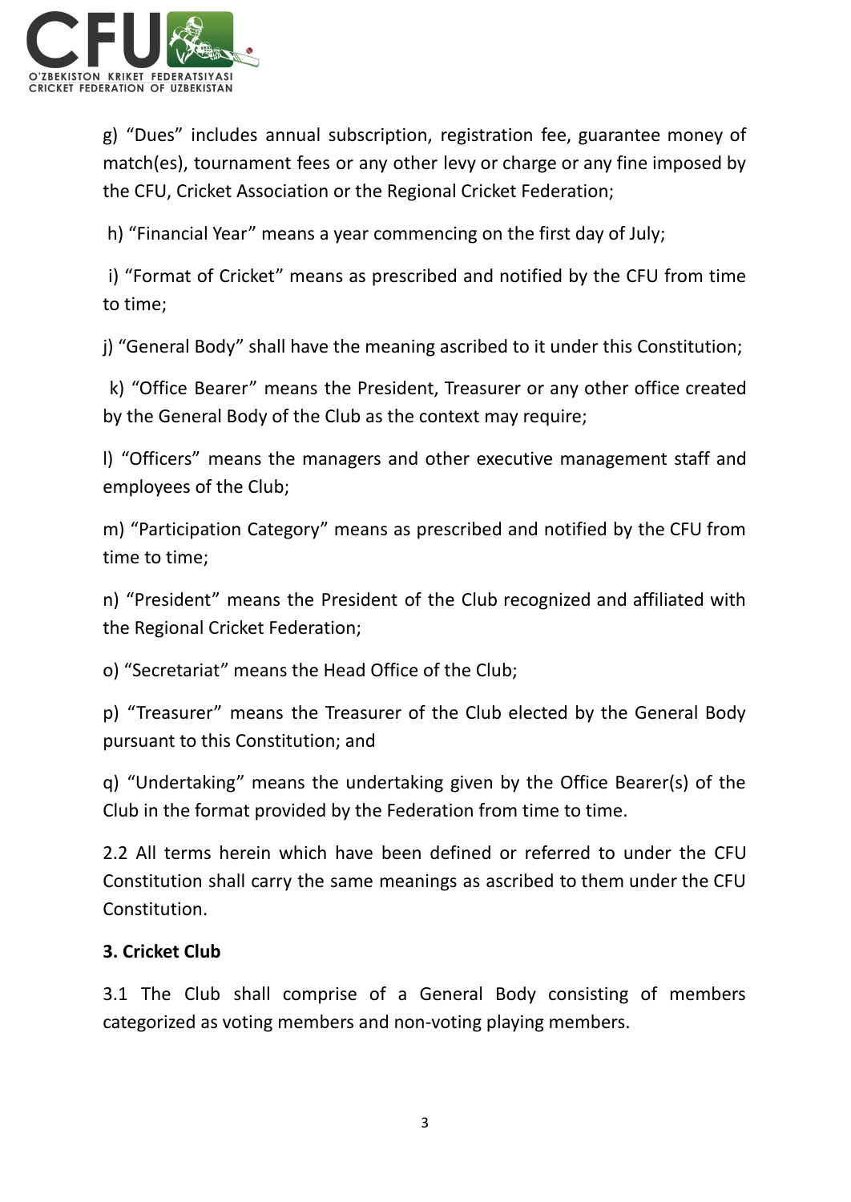g) “Dues” includes annual subscription, registration fee, guarantee money of match(es), tournament fees or any other levy or charge or any fine imposed by the CFU, Cricket Association or the Regional Cricket Federation;

h) “Financial Year” means a year commencing on the first day of July;

i) “Format of Cricket” means as prescribed and notified by the CFU from time to time;

j) “General Body” shall have the meaning ascribed to it under this Constitution;

k) “Office Bearer” means the President, Treasurer or any other office created by the General Body of the Club as the context may require;

l) “Officers” means the managers and other executive management staff and employees of the Club;

m) “Participation Category” means as prescribed and notified by the CFU from time to time;

n) “President” means the President of the Club recognized and affiliated with the Regional Cricket Federation;

o) “Secretariat” means the Head Office of the Club;

p) “Treasurer” means the Treasurer of the Club elected by the General Body pursuant to this Constitution; and

q) “Undertaking” means the undertaking given by the Office Bearer(s) of the Club in the format provided by the Federation from time to time.

2.2 All terms herein which have been defined or referred to under the CFU Constitution shall carry the same meanings as ascribed to them under the CFU Constitution.

**3. Cricket Club**

3.1 The Club shall comprise of a General Body consisting of members categorized as voting members and non-voting playing members.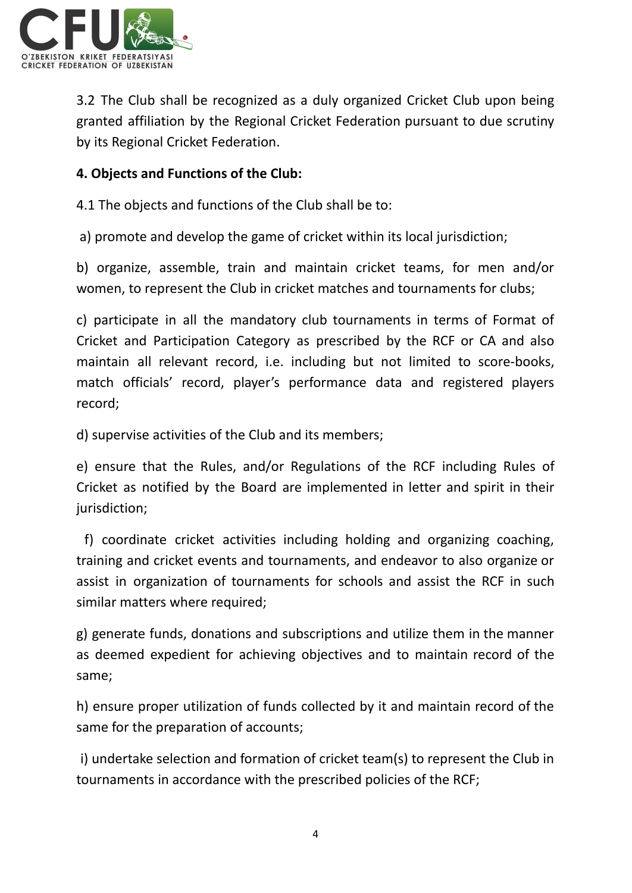3.2 The Club shall be recognized as a duly organized Cricket Club upon being granted affiliation by the Regional Cricket Federation pursuant to due scrutiny by its Regional Cricket Federation.

**4. Objects and Functions of the Club:**

4.1 The objects and functions of the Club shall be to:

a) promote and develop the game of cricket within its local jurisdiction;

b) organize, assemble, train and maintain cricket teams, for men and/or women, to represent the Club in cricket matches and tournaments for clubs;

c) participate in all the mandatory club tournaments in terms of Format of Cricket and Participation Category as prescribed by the RCF or CA and also maintain all relevant record, i.e. including but not limited to score-books, match officials' record, player's performance data and registered players record;

d) supervise activities of the Club and its members;

e) ensure that the Rules, and/or Regulations of the RCF including Rules of Cricket as notified by the Board are implemented in letter and spirit in their jurisdiction;

f) coordinate cricket activities including holding and organizing coaching, training and cricket events and tournaments, and endeavor to also organize or assist in organization of tournaments for schools and assist the RCF in such similar matters where required;

g) generate funds, donations and subscriptions and utilize them in the manner as deemed expedient for achieving objectives and to maintain record of the same;

h) ensure proper utilization of funds collected by it and maintain record of the same for the preparation of accounts;

i) undertake selection and formation of cricket team(s) to represent the Club in tournaments in accordance with the prescribed policies of the RCF;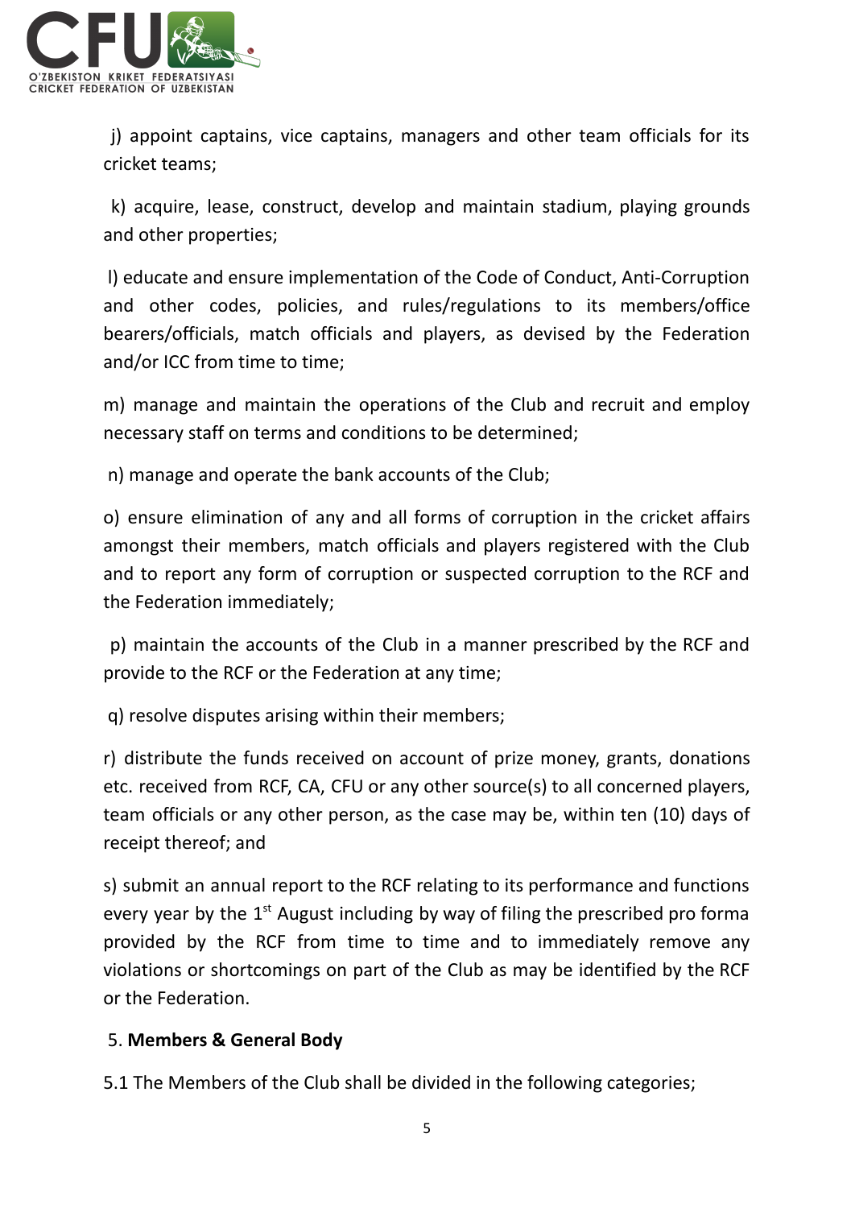j) appoint captains, vice captains, managers and other team officials for its cricket teams;

k) acquire, lease, construct, develop and maintain stadium, playing grounds and other properties;

l) educate and ensure implementation of the Code of Conduct, Anti-Corruption and other codes, policies, and rules/regulations to its members/office bearers/officials, match officials and players, as devised by the Federation and/or ICC from time to time;

m) manage and maintain the operations of the Club and recruit and employ necessary staff on terms and conditions to be determined;

n) manage and operate the bank accounts of the Club;

o) ensure elimination of any and all forms of corruption in the cricket affairs amongst their members, match officials and players registered with the Club and to report any form of corruption or suspected corruption to the RCF and the Federation immediately;

p) maintain the accounts of the Club in a manner prescribed by the RCF and provide to the RCF or the Federation at any time;

q) resolve disputes arising within their members;

r) distribute the funds received on account of prize money, grants, donations etc. received from RCF, CA, CFU or any other source(s) to all concerned players, team officials or any other person, as the case may be, within ten (10) days of receipt thereof; and

s) submit an annual report to the RCF relating to its performance and functions every year by the 1st August including by way of filing the prescribed pro forma provided by the RCF from time to time and to immediately remove any violations or shortcomings on part of the Club as may be identified by the RCF or the Federation.

5. **Members & General Body**

5.1 The Members of the Club shall be divided in the following categories;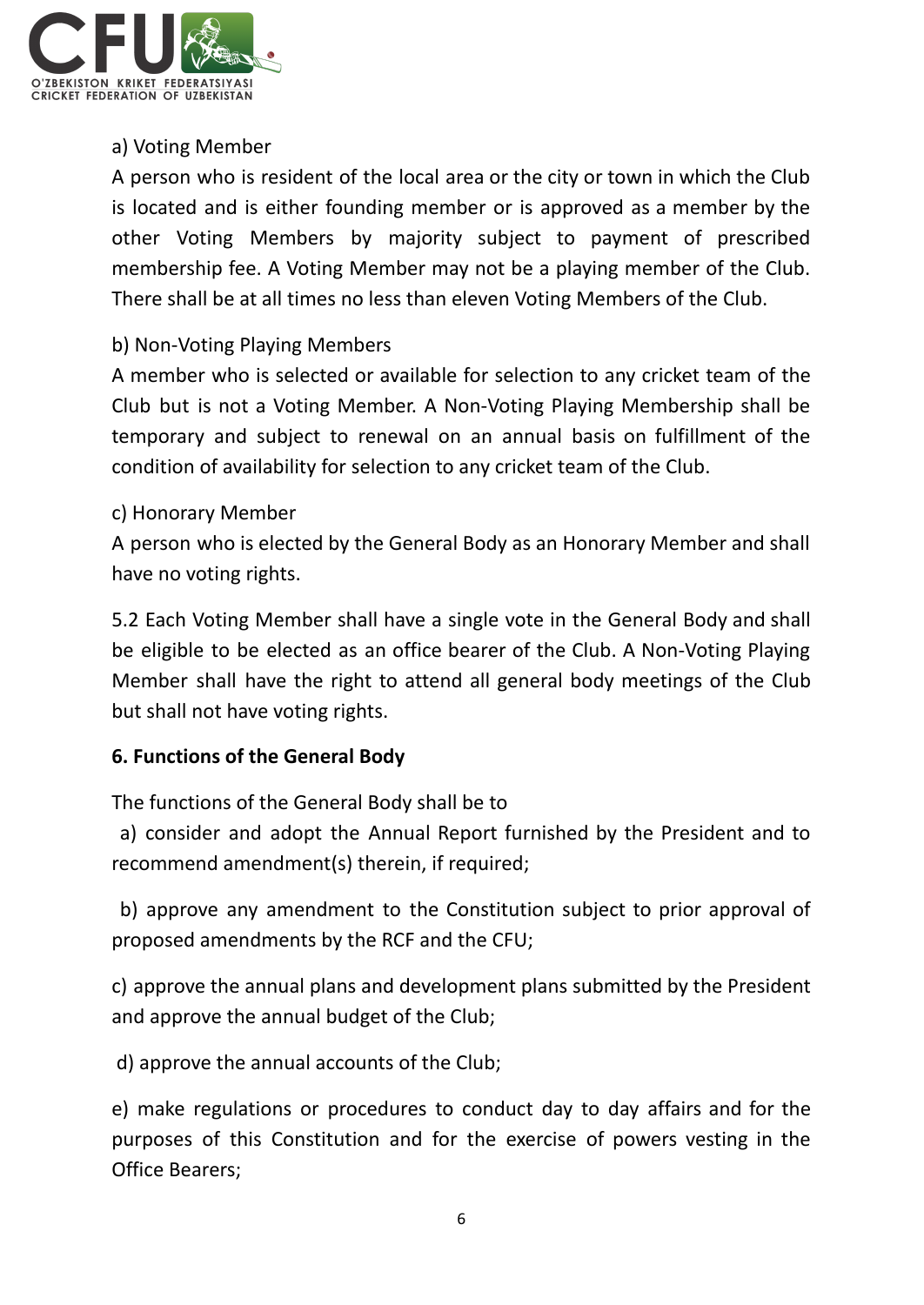a) Voting Member

A person who is resident of the local area or the city or town in which the Club is located and is either founding member or is approved as a member by the other Voting Members by majority subject to payment of prescribed membership fee. A Voting Member may not be a playing member of the Club. There shall be at all times no less than eleven Voting Members of the Club.

b) Non-Voting Playing Members

A member who is selected or available for selection to any cricket team of the Club but is not a Voting Member. A Non-Voting Playing Membership shall be temporary and subject to renewal on an annual basis on fulfillment of the condition of availability for selection to any cricket team of the Club.

c) Honorary Member

A person who is elected by the General Body as an Honorary Member and shall have no voting rights.

5.2 Each Voting Member shall have a single vote in the General Body and shall be eligible to be elected as an office bearer of the Club. A Non-Voting Playing Member shall have the right to attend all general body meetings of the Club but shall not have voting rights.

**6. Functions of the General Body**

The functions of the General Body shall be to

a) consider and adopt the Annual Report furnished by the President and to recommend amendment(s) therein, if required;

b) approve any amendment to the Constitution subject to prior approval of proposed amendments by the RCF and the CFU;

c) approve the annual plans and development plans submitted by the President and approve the annual budget of the Club;

d) approve the annual accounts of the Club;

e) make regulations or procedures to conduct day to day affairs and for the purposes of this Constitution and for the exercise of powers vesting in the Office Bearers;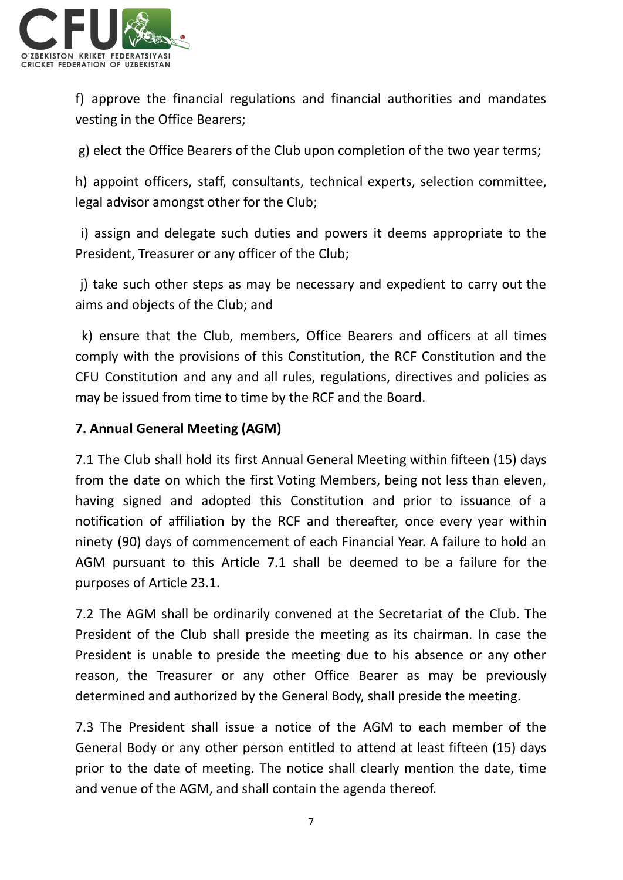f) approve the financial regulations and financial authorities and mandates vesting in the Office Bearers;

g) elect the Office Bearers of the Club upon completion of the two year terms;

h) appoint officers, staff, consultants, technical experts, selection committee, legal advisor amongst other for the Club;

i) assign and delegate such duties and powers it deems appropriate to the President, Treasurer or any officer of the Club;

j) take such other steps as may be necessary and expedient to carry out the aims and objects of the Club; and

k) ensure that the Club, members, Office Bearers and officers at all times comply with the provisions of this Constitution, the RCF Constitution and the CFU Constitution and any and all rules, regulations, directives and policies as may be issued from time to time by the RCF and the Board.

**7. Annual General Meeting (AGM)**

7.1 The Club shall hold its first Annual General Meeting within fifteen (15) days from the date on which the first Voting Members, being not less than eleven, having signed and adopted this Constitution and prior to issuance of a notification of affiliation by the RCF and thereafter, once every year within ninety (90) days of commencement of each Financial Year. A failure to hold an AGM pursuant to this Article 7.1 shall be deemed to be a failure for the purposes of Article 23.1.

7.2 The AGM shall be ordinarily convened at the Secretariat of the Club. The President of the Club shall preside the meeting as its chairman. In case the President is unable to preside the meeting due to his absence or any other reason, the Treasurer or any other Office Bearer as may be previously determined and authorized by the General Body, shall preside the meeting.

7.3 The President shall issue a notice of the AGM to each member of the General Body or any other person entitled to attend at least fifteen (15) days prior to the date of meeting. The notice shall clearly mention the date, time and venue of the AGM, and shall contain the agenda thereof.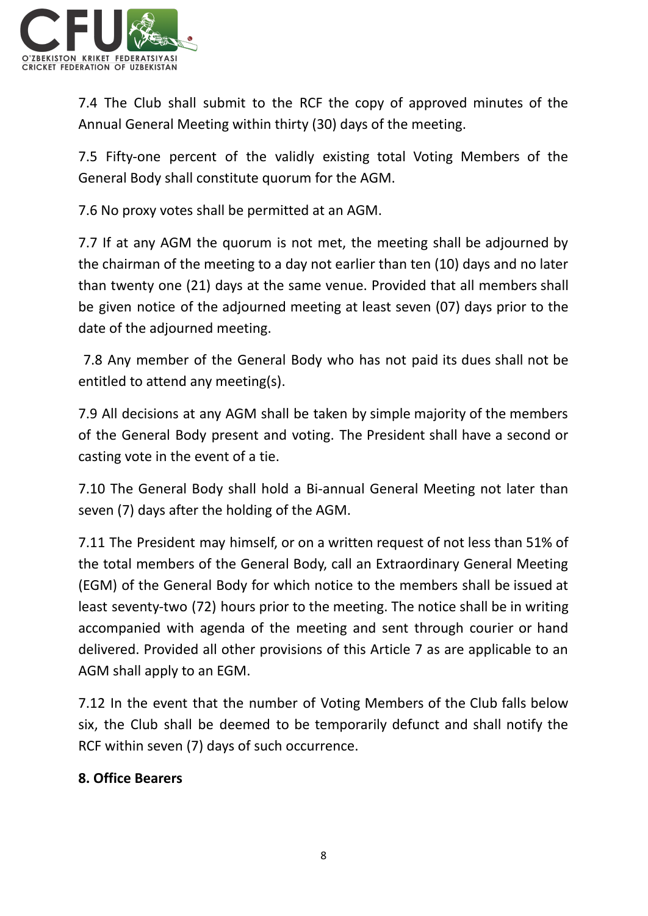7.4 The Club shall submit to the RCF the copy of approved minutes of the Annual General Meeting within thirty (30) days of the meeting.

7.5 Fifty-one percent of the validly existing total Voting Members of the General Body shall constitute quorum for the AGM.

7.6 No proxy votes shall be permitted at an AGM.

7.7 If at any AGM the quorum is not met, the meeting shall be adjourned by the chairman of the meeting to a day not earlier than ten (10) days and no later than twenty one (21) days at the same venue. Provided that all members shall be given notice of the adjourned meeting at least seven (07) days prior to the date of the adjourned meeting.

7.8 Any member of the General Body who has not paid its dues shall not be entitled to attend any meeting(s).

7.9 All decisions at any AGM shall be taken by simple majority of the members of the General Body present and voting. The President shall have a second or casting vote in the event of a tie.

7.10 The General Body shall hold a Bi-annual General Meeting not later than seven (7) days after the holding of the AGM.

7.11 The President may himself, or on a written request of not less than 51% of the total members of the General Body, call an Extraordinary General Meeting (EGM) of the General Body for which notice to the members shall be issued at least seventy-two (72) hours prior to the meeting. The notice shall be in writing accompanied with agenda of the meeting and sent through courier or hand delivered. Provided all other provisions of this Article 7 as are applicable to an AGM shall apply to an EGM.

7.12 In the event that the number of Voting Members of the Club falls below six, the Club shall be deemed to be temporarily defunct and shall notify the RCF within seven (7) days of such occurrence.

## 8. Office Bearers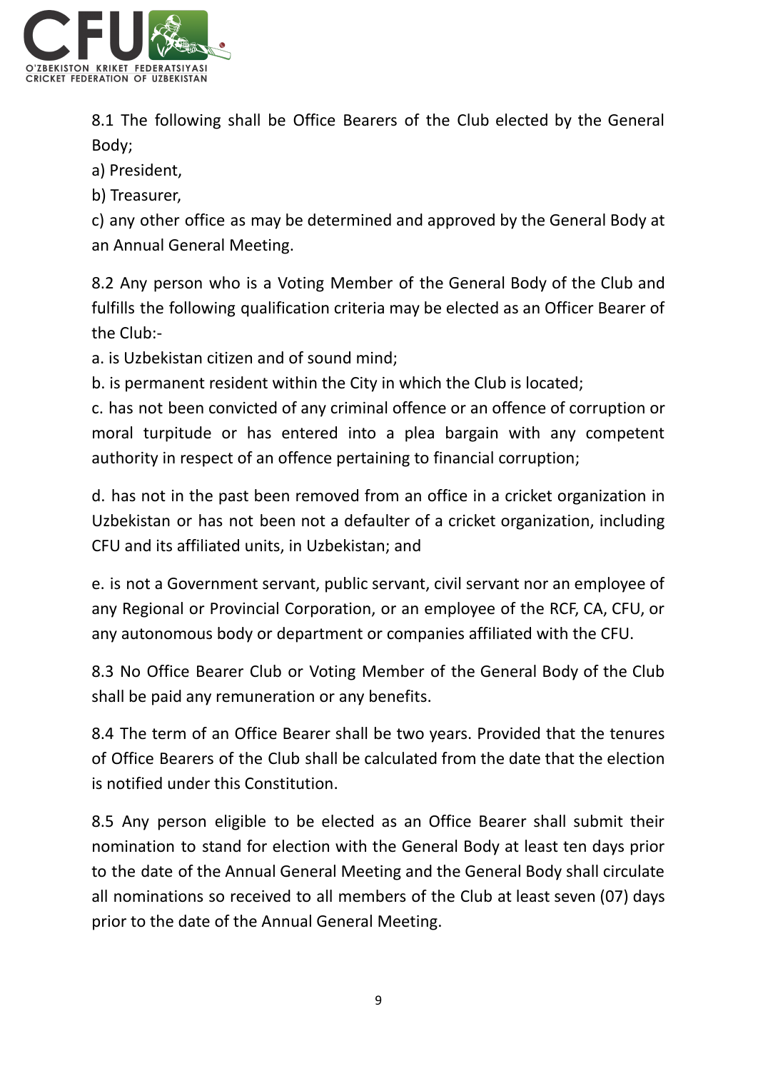8.1 The following shall be Office Bearers of the Club elected by the General Body;

a) President,

b) Treasurer,

c) any other office as may be determined and approved by the General Body at an Annual General Meeting.

8.2 Any person who is a Voting Member of the General Body of the Club and fulfills the following qualification criteria may be elected as an Officer Bearer of the Club:-

a. is Uzbekistan citizen and of sound mind;

b. is permanent resident within the City in which the Club is located;

c. has not been convicted of any criminal offence or an offence of corruption or moral turpitude or has entered into a plea bargain with any competent authority in respect of an offence pertaining to financial corruption;

d. has not in the past been removed from an office in a cricket organization in Uzbekistan or has not been not a defaulter of a cricket organization, including CFU and its affiliated units, in Uzbekistan; and

e. is not a Government servant, public servant, civil servant nor an employee of any Regional or Provincial Corporation, or an employee of the RCF, CA, CFU, or any autonomous body or department or companies affiliated with the CFU.

8.3 No Office Bearer Club or Voting Member of the General Body of the Club shall be paid any remuneration or any benefits.

8.4 The term of an Office Bearer shall be two years. Provided that the tenures of Office Bearers of the Club shall be calculated from the date that the election is notified under this Constitution.

8.5 Any person eligible to be elected as an Office Bearer shall submit their nomination to stand for election with the General Body at least ten days prior to the date of the Annual General Meeting and the General Body shall circulate all nominations so received to all members of the Club at least seven (07) days prior to the date of the Annual General Meeting.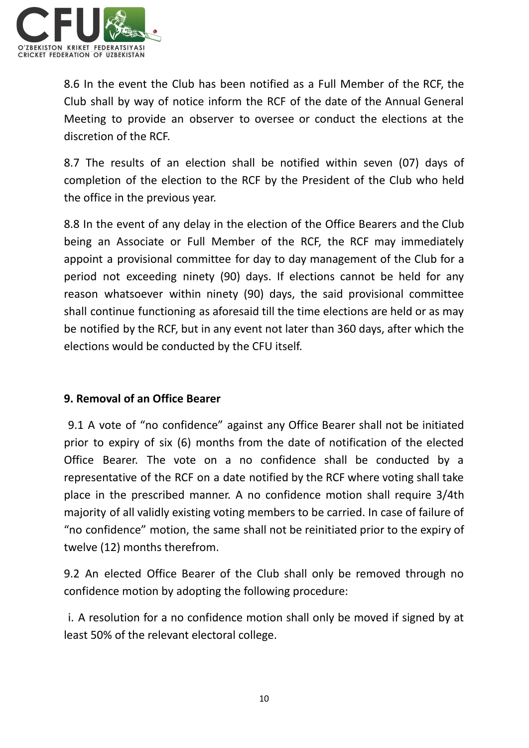8.6 In the event the Club has been notified as a Full Member of the RCF, the Club shall by way of notice inform the RCF of the date of the Annual General Meeting to provide an observer to oversee or conduct the elections at the discretion of the RCF.

8.7 The results of an election shall be notified within seven (07) days of completion of the election to the RCF by the President of the Club who held the office in the previous year.

8.8 In the event of any delay in the election of the Office Bearers and the Club being an Associate or Full Member of the RCF, the RCF may immediately appoint a provisional committee for day to day management of the Club for a period not exceeding ninety (90) days. If elections cannot be held for any reason whatsoever within ninety (90) days, the said provisional committee shall continue functioning as aforesaid till the time elections are held or as may be notified by the RCF, but in any event not later than 360 days, after which the elections would be conducted by the CFU itself.

### 9. Removal of an Office Bearer

9.1 A vote of "no confidence" against any Office Bearer shall not be initiated prior to expiry of six (6) months from the date of notification of the elected Office Bearer. The vote on a no confidence shall be conducted by a representative of the RCF on a date notified by the RCF where voting shall take place in the prescribed manner. A no confidence motion shall require 3/4th majority of all validly existing voting members to be carried. In case of failure of "no confidence" motion, the same shall not be reinitiated prior to the expiry of twelve (12) months therefrom.

9.2 An elected Office Bearer of the Club shall only be removed through no confidence motion by adopting the following procedure:

i. A resolution for a no confidence motion shall only be moved if signed by at least 50% of the relevant electoral college.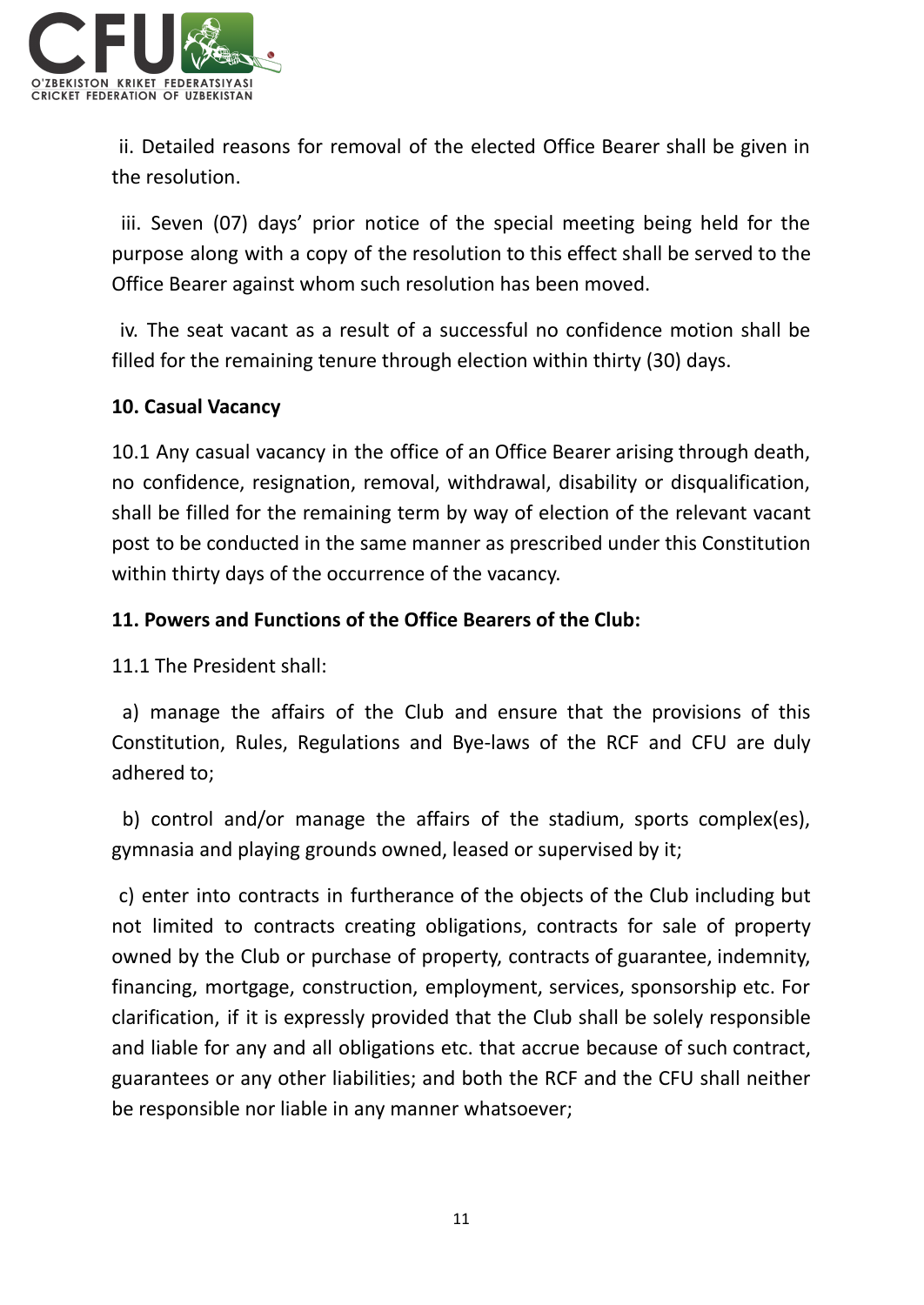ii. Detailed reasons for removal of the elected Office Bearer shall be given in the resolution.

iii. Seven (07) days' prior notice of the special meeting being held for the purpose along with a copy of the resolution to this effect shall be served to the Office Bearer against whom such resolution has been moved.

iv. The seat vacant as a result of a successful no confidence motion shall be filled for the remaining tenure through election within thirty (30) days.

**10. Casual Vacancy**

10.1 Any casual vacancy in the office of an Office Bearer arising through death, no confidence, resignation, removal, withdrawal, disability or disqualification, shall be filled for the remaining term by way of election of the relevant vacant post to be conducted in the same manner as prescribed under this Constitution within thirty days of the occurrence of the vacancy.

**11. Powers and Functions of the Office Bearers of the Club:**

11.1 The President shall:

a) manage the affairs of the Club and ensure that the provisions of this Constitution, Rules, Regulations and Bye-laws of the RCF and CFU are duly adhered to;

b) control and/or manage the affairs of the stadium, sports complex(es), gymnasia and playing grounds owned, leased or supervised by it;

c) enter into contracts in furtherance of the objects of the Club including but not limited to contracts creating obligations, contracts for sale of property owned by the Club or purchase of property, contracts of guarantee, indemnity, financing, mortgage, construction, employment, services, sponsorship etc. For clarification, if it is expressly provided that the Club shall be solely responsible and liable for any and all obligations etc. that accrue because of such contract, guarantees or any other liabilities; and both the RCF and the CFU shall neither be responsible nor liable in any manner whatsoever;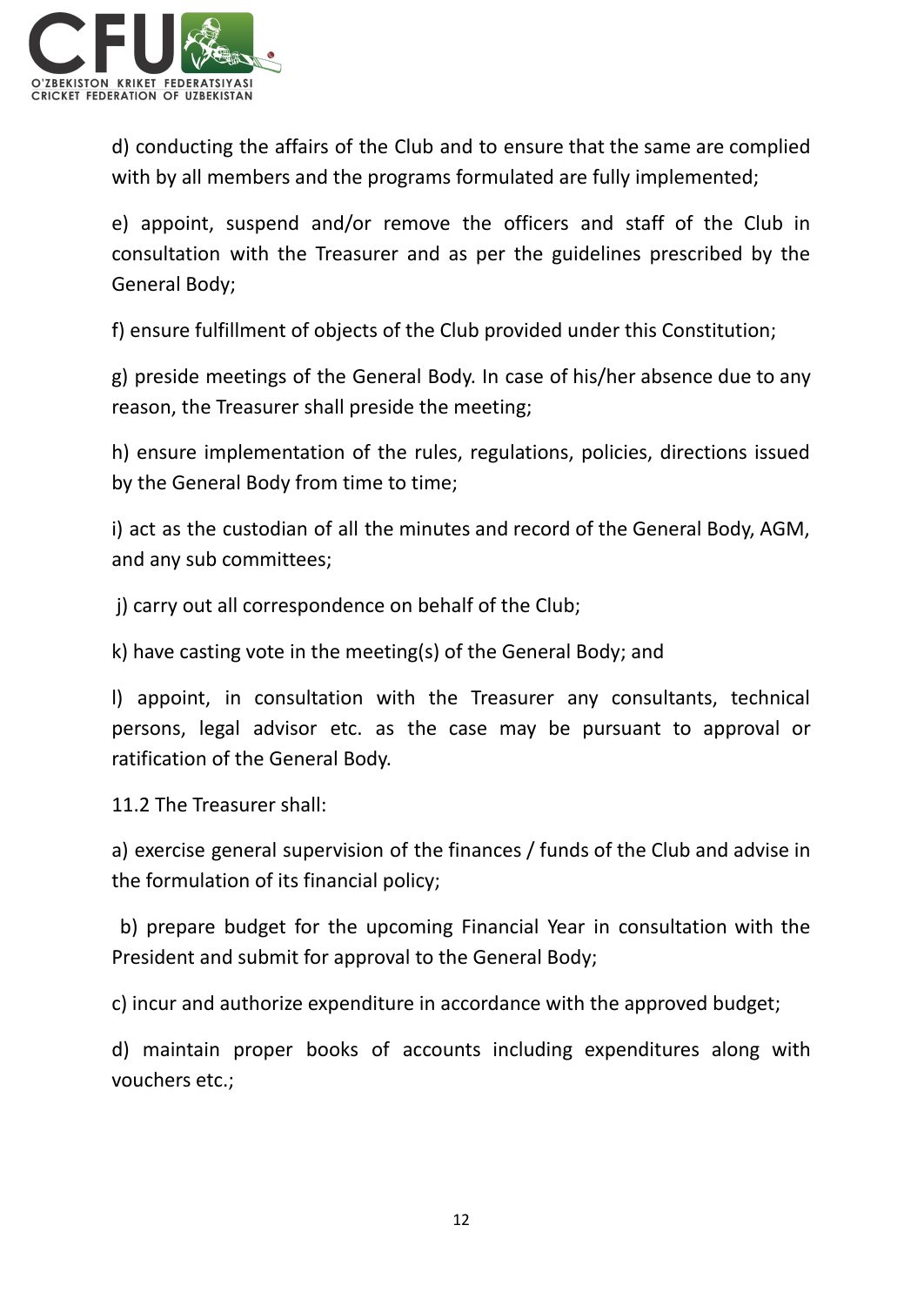d) conducting the affairs of the Club and to ensure that the same are complied with by all members and the programs formulated are fully implemented;

e) appoint, suspend and/or remove the officers and staff of the Club in consultation with the Treasurer and as per the guidelines prescribed by the General Body;

f) ensure fulfillment of objects of the Club provided under this Constitution;

g) preside meetings of the General Body. In case of his/her absence due to any reason, the Treasurer shall preside the meeting;

h) ensure implementation of the rules, regulations, policies, directions issued by the General Body from time to time;

i) act as the custodian of all the minutes and record of the General Body, AGM, and any sub committees;

j) carry out all correspondence on behalf of the Club;

k) have casting vote in the meeting(s) of the General Body; and

l) appoint, in consultation with the Treasurer any consultants, technical persons, legal advisor etc. as the case may be pursuant to approval or ratification of the General Body.

11.2 The Treasurer shall:

a) exercise general supervision of the finances / funds of the Club and advise in the formulation of its financial policy;

b) prepare budget for the upcoming Financial Year in consultation with the President and submit for approval to the General Body;

c) incur and authorize expenditure in accordance with the approved budget;

d) maintain proper books of accounts including expenditures along with vouchers etc.;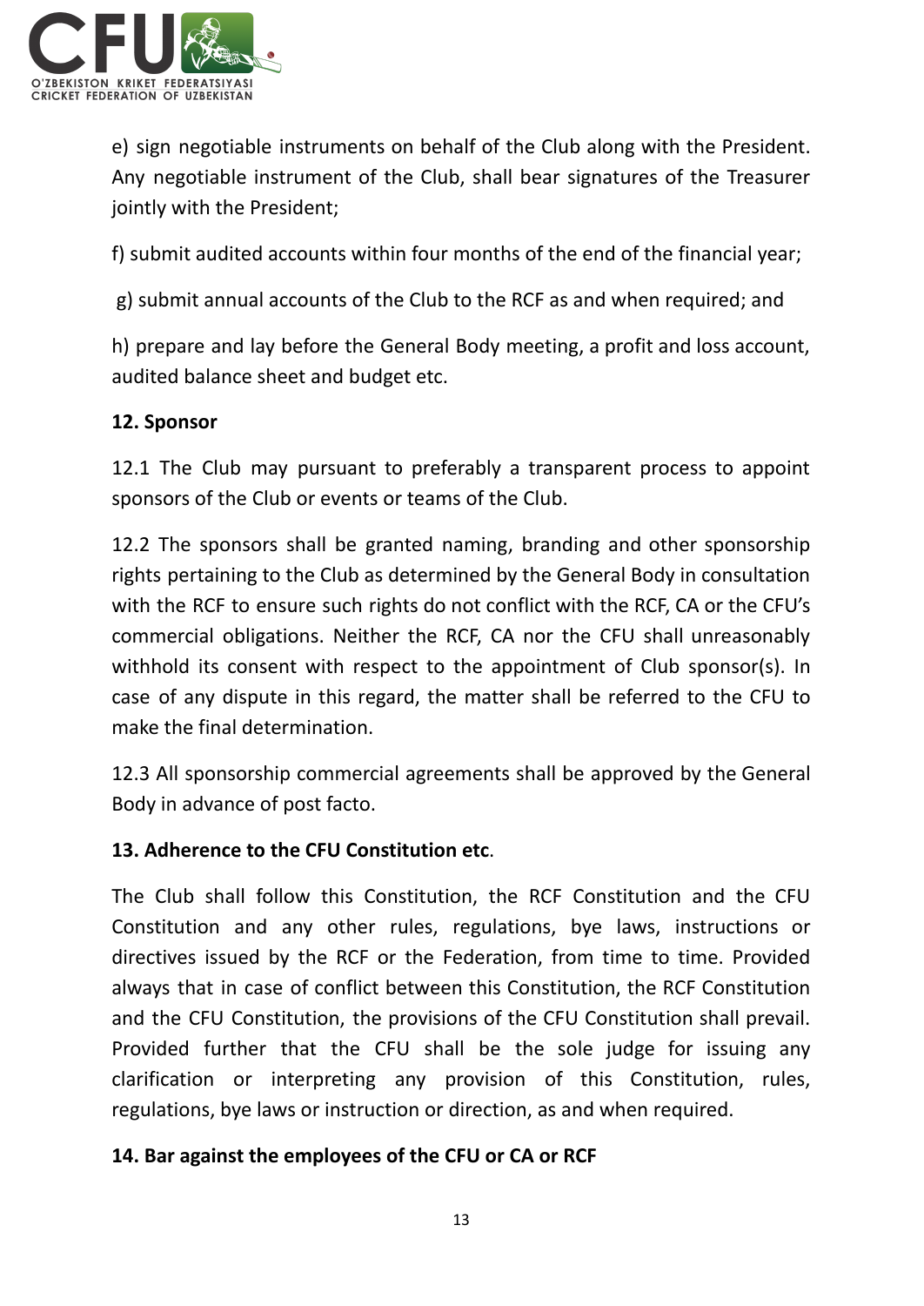e) sign negotiable instruments on behalf of the Club along with the President. Any negotiable instrument of the Club, shall bear signatures of the Treasurer jointly with the President;

f) submit audited accounts within four months of the end of the financial year;

g) submit annual accounts of the Club to the RCF as and when required; and

h) prepare and lay before the General Body meeting, a profit and loss account, audited balance sheet and budget etc.

**12. Sponsor**

12.1 The Club may pursuant to preferably a transparent process to appoint sponsors of the Club or events or teams of the Club.

12.2 The sponsors shall be granted naming, branding and other sponsorship rights pertaining to the Club as determined by the General Body in consultation with the RCF to ensure such rights do not conflict with the RCF, CA or the CFU's commercial obligations. Neither the RCF, CA nor the CFU shall unreasonably withhold its consent with respect to the appointment of Club sponsor(s). In case of any dispute in this regard, the matter shall be referred to the CFU to make the final determination.

12.3 All sponsorship commercial agreements shall be approved by the General Body in advance of post facto.

**13. Adherence to the CFU Constitution etc**.

The Club shall follow this Constitution, the RCF Constitution and the CFU Constitution and any other rules, regulations, bye laws, instructions or directives issued by the RCF or the Federation, from time to time. Provided always that in case of conflict between this Constitution, the RCF Constitution and the CFU Constitution, the provisions of the CFU Constitution shall prevail. Provided further that the CFU shall be the sole judge for issuing any clarification or interpreting any provision of this Constitution, rules, regulations, bye laws or instruction or direction, as and when required.

**14. Bar against the employees of the CFU or CA or RCF**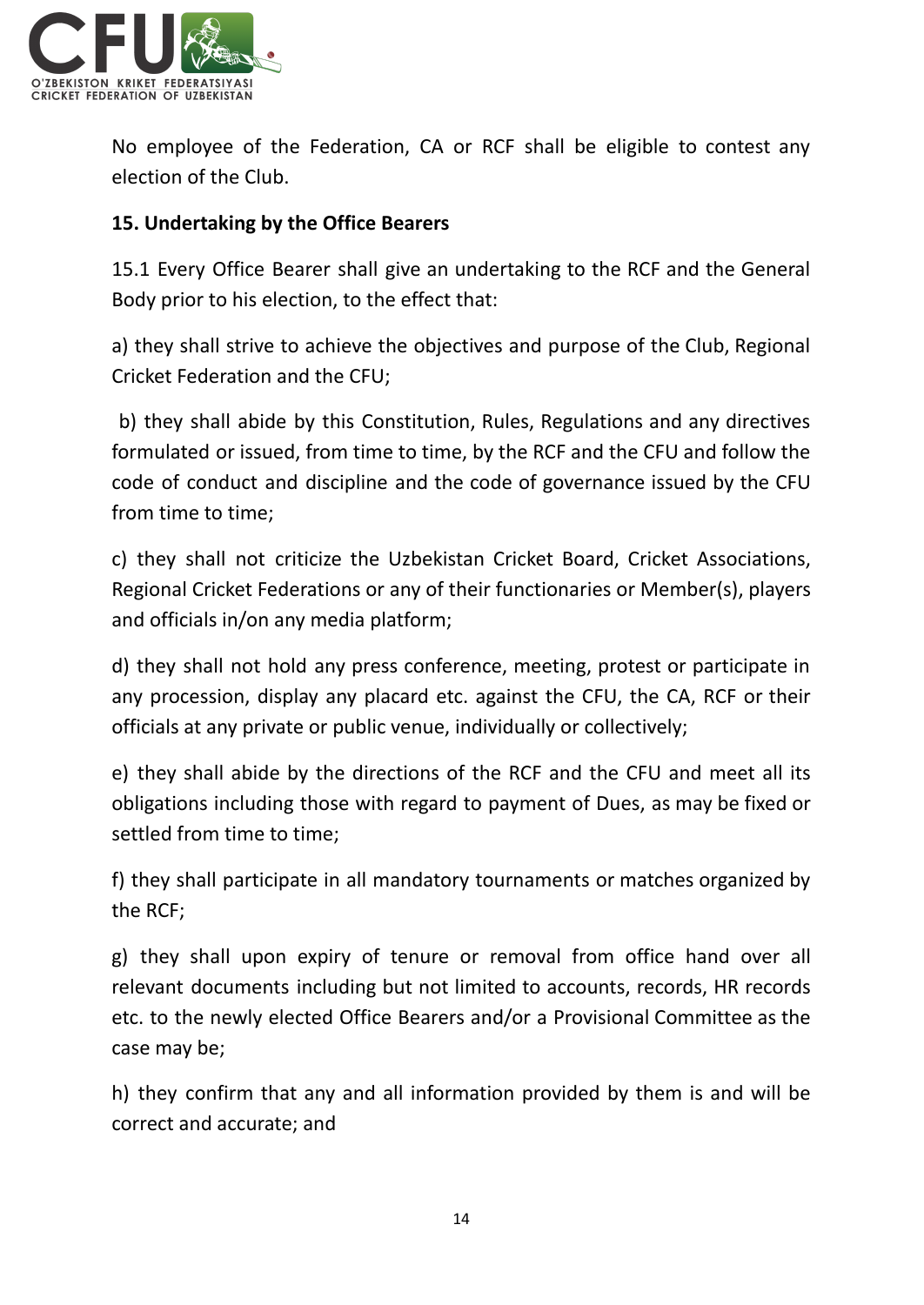No employee of the Federation, CA or RCF shall be eligible to contest any election of the Club.

**15. Undertaking by the Office Bearers**

15.1 Every Office Bearer shall give an undertaking to the RCF and the General Body prior to his election, to the effect that:

a) they shall strive to achieve the objectives and purpose of the Club, Regional Cricket Federation and the CFU;

b) they shall abide by this Constitution, Rules, Regulations and any directives formulated or issued, from time to time, by the RCF and the CFU and follow the code of conduct and discipline and the code of governance issued by the CFU from time to time;

c) they shall not criticize the Uzbekistan Cricket Board, Cricket Associations, Regional Cricket Federations or any of their functionaries or Member(s), players and officials in/on any media platform;

d) they shall not hold any press conference, meeting, protest or participate in any procession, display any placard etc. against the CFU, the CA, RCF or their officials at any private or public venue, individually or collectively;

e) they shall abide by the directions of the RCF and the CFU and meet all its obligations including those with regard to payment of Dues, as may be fixed or settled from time to time;

f) they shall participate in all mandatory tournaments or matches organized by the RCF;

g) they shall upon expiry of tenure or removal from office hand over all relevant documents including but not limited to accounts, records, HR records etc. to the newly elected Office Bearers and/or a Provisional Committee as the case may be;

h) they confirm that any and all information provided by them is and will be correct and accurate; and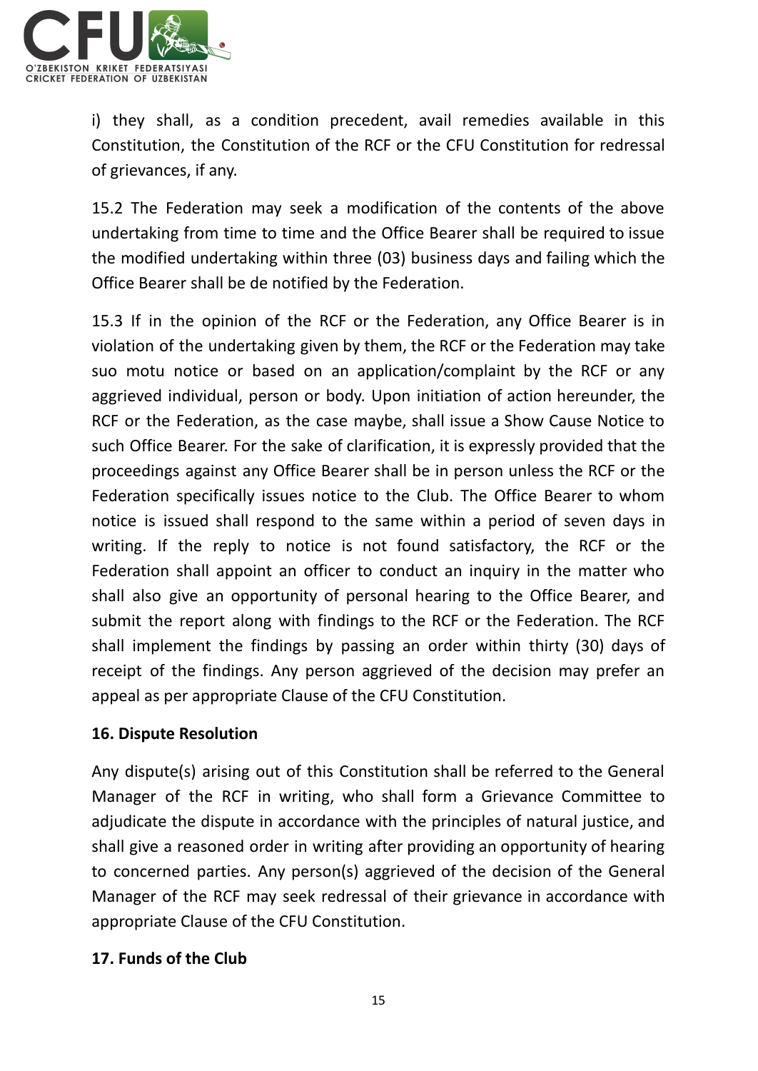i) they shall, as a condition precedent, avail remedies available in this Constitution, the Constitution of the RCF or the CFU Constitution for redressal of grievances, if any.

15.2 The Federation may seek a modification of the contents of the above undertaking from time to time and the Office Bearer shall be required to issue the modified undertaking within three (03) business days and failing which the Office Bearer shall be de notified by the Federation.

15.3 If in the opinion of the RCF or the Federation, any Office Bearer is in violation of the undertaking given by them, the RCF or the Federation may take suo motu notice or based on an application/complaint by the RCF or any aggrieved individual, person or body. Upon initiation of action hereunder, the RCF or the Federation, as the case maybe, shall issue a Show Cause Notice to such Office Bearer. For the sake of clarification, it is expressly provided that the proceedings against any Office Bearer shall be in person unless the RCF or the Federation specifically issues notice to the Club. The Office Bearer to whom notice is issued shall respond to the same within a period of seven days in writing. If the reply to notice is not found satisfactory, the RCF or the Federation shall appoint an officer to conduct an inquiry in the matter who shall also give an opportunity of personal hearing to the Office Bearer, and submit the report along with findings to the RCF or the Federation. The RCF shall implement the findings by passing an order within thirty (30) days of receipt of the findings. Any person aggrieved of the decision may prefer an appeal as per appropriate Clause of the CFU Constitution.

## 16. Dispute Resolution

Any dispute(s) arising out of this Constitution shall be referred to the General Manager of the RCF in writing, who shall form a Grievance Committee to adjudicate the dispute in accordance with the principles of natural justice, and shall give a reasoned order in writing after providing an opportunity of hearing to concerned parties. Any person(s) aggrieved of the decision of the General Manager of the RCF may seek redressal of their grievance in accordance with appropriate Clause of the CFU Constitution.

## 17. Funds of the Club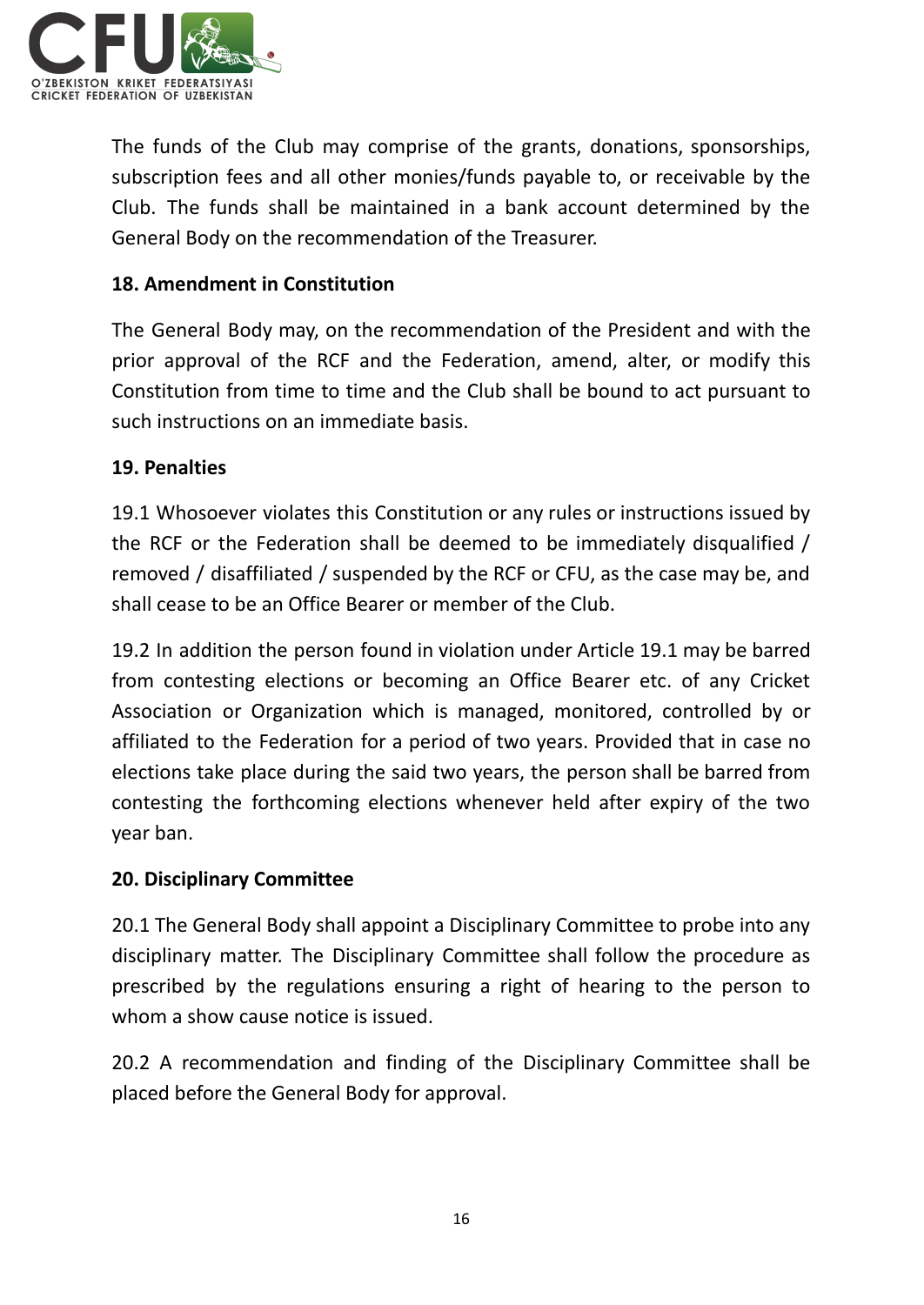The funds of the Club may comprise of the grants, donations, sponsorships, subscription fees and all other monies/funds payable to, or receivable by the Club. The funds shall be maintained in a bank account determined by the General Body on the recommendation of the Treasurer.

**18. Amendment in Constitution**

The General Body may, on the recommendation of the President and with the prior approval of the RCF and the Federation, amend, alter, or modify this Constitution from time to time and the Club shall be bound to act pursuant to such instructions on an immediate basis.

**19. Penalties**

19.1 Whosoever violates this Constitution or any rules or instructions issued by the RCF or the Federation shall be deemed to be immediately disqualified / removed / disaffiliated / suspended by the RCF or CFU, as the case may be, and shall cease to be an Office Bearer or member of the Club.

19.2 In addition the person found in violation under Article 19.1 may be barred from contesting elections or becoming an Office Bearer etc. of any Cricket Association or Organization which is managed, monitored, controlled by or affiliated to the Federation for a period of two years. Provided that in case no elections take place during the said two years, the person shall be barred from contesting the forthcoming elections whenever held after expiry of the two year ban.

**20. Disciplinary Committee**

20.1 The General Body shall appoint a Disciplinary Committee to probe into any disciplinary matter. The Disciplinary Committee shall follow the procedure as prescribed by the regulations ensuring a right of hearing to the person to whom a show cause notice is issued.

20.2 A recommendation and finding of the Disciplinary Committee shall be placed before the General Body for approval.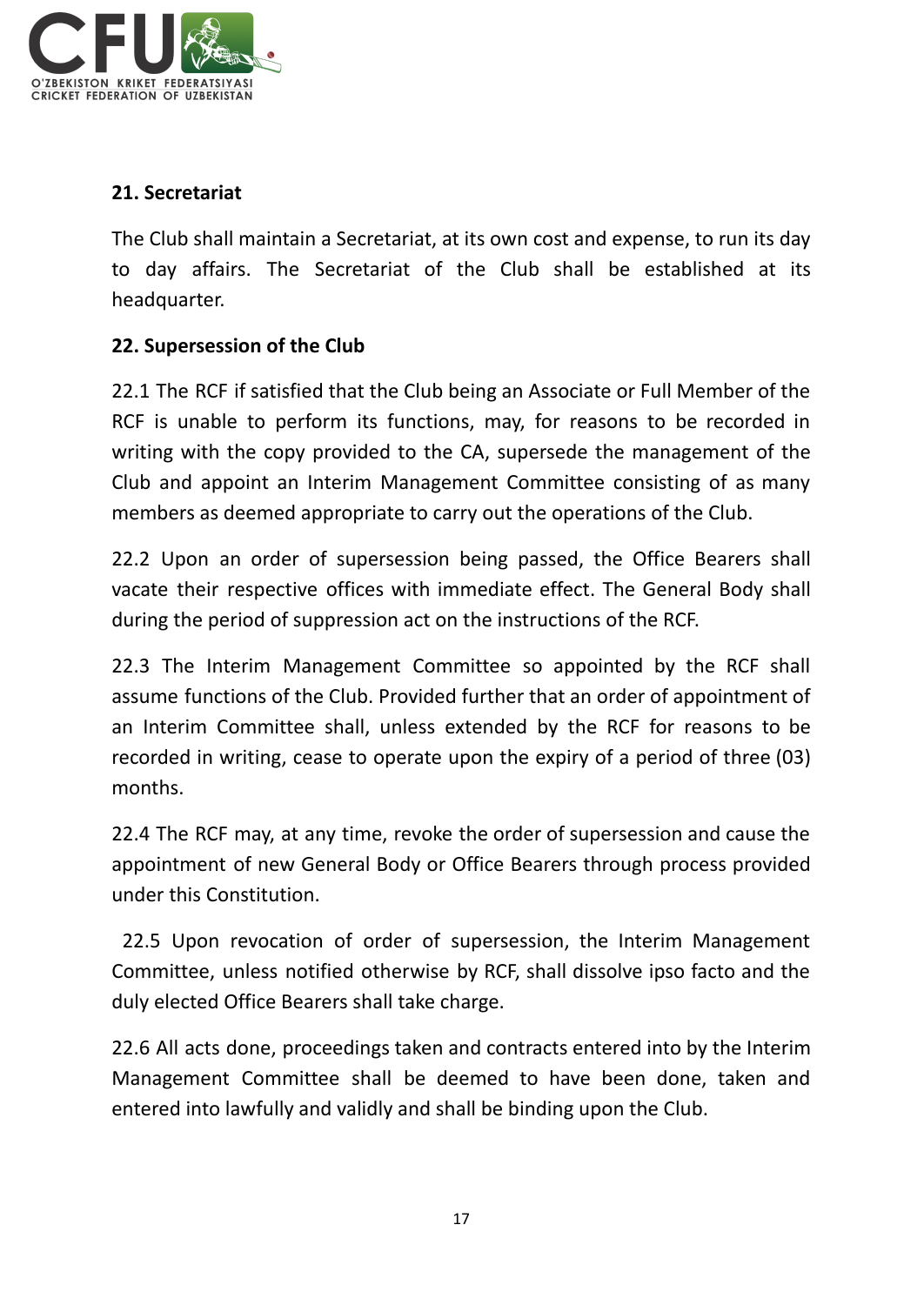**21. Secretariat**

The Club shall maintain a Secretariat, at its own cost and expense, to run its day to day affairs. The Secretariat of the Club shall be established at its headquarter.

**22. Supersession of the Club**

22.1 The RCF if satisfied that the Club being an Associate or Full Member of the RCF is unable to perform its functions, may, for reasons to be recorded in writing with the copy provided to the CA, supersede the management of the Club and appoint an Interim Management Committee consisting of as many members as deemed appropriate to carry out the operations of the Club.

22.2 Upon an order of supersession being passed, the Office Bearers shall vacate their respective offices with immediate effect. The General Body shall during the period of suppression act on the instructions of the RCF.

22.3 The Interim Management Committee so appointed by the RCF shall assume functions of the Club. Provided further that an order of appointment of an Interim Committee shall, unless extended by the RCF for reasons to be recorded in writing, cease to operate upon the expiry of a period of three (03) months.

22.4 The RCF may, at any time, revoke the order of supersession and cause the appointment of new General Body or Office Bearers through process provided under this Constitution.

22.5 Upon revocation of order of supersession, the Interim Management Committee, unless notified otherwise by RCF, shall dissolve ipso facto and the duly elected Office Bearers shall take charge.

22.6 All acts done, proceedings taken and contracts entered into by the Interim Management Committee shall be deemed to have been done, taken and entered into lawfully and validly and shall be binding upon the Club.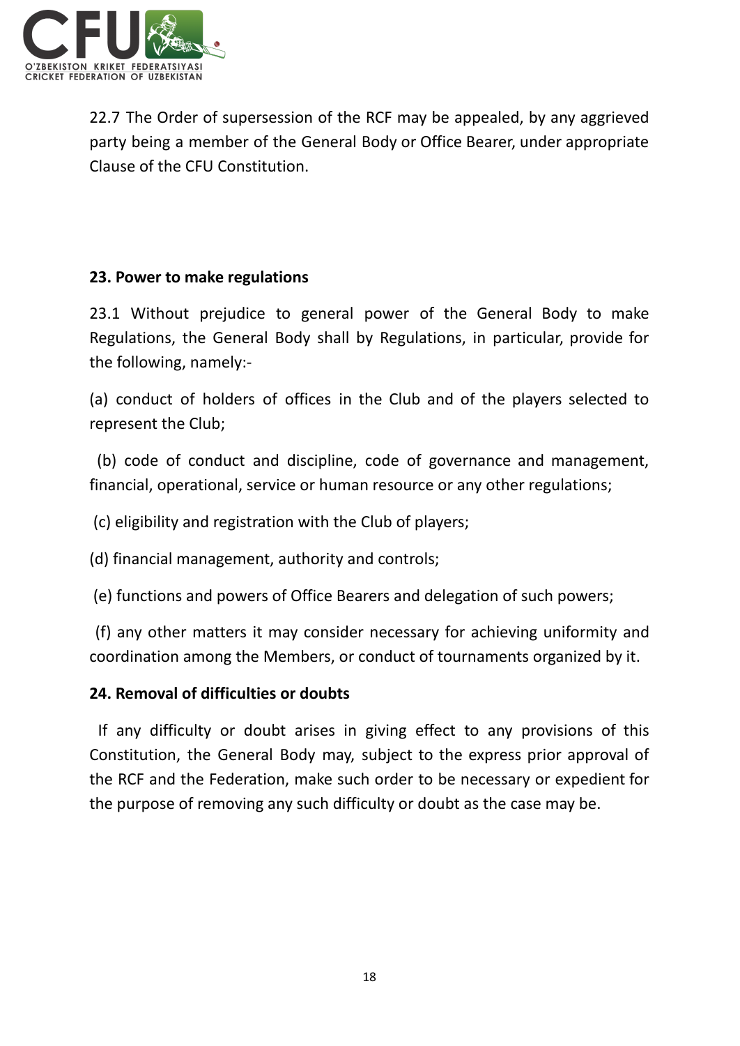22.7 The Order of supersession of the RCF may be appealed, by any aggrieved party being a member of the General Body or Office Bearer, under appropriate Clause of the CFU Constitution.

**23. Power to make regulations**

23.1 Without prejudice to general power of the General Body to make Regulations, the General Body shall by Regulations, in particular, provide for the following, namely:-

(a) conduct of holders of offices in the Club and of the players selected to represent the Club;

(b) code of conduct and discipline, code of governance and management, financial, operational, service or human resource or any other regulations;

(c) eligibility and registration with the Club of players;

(d) financial management, authority and controls;

(e) functions and powers of Office Bearers and delegation of such powers;

(f) any other matters it may consider necessary for achieving uniformity and coordination among the Members, or conduct of tournaments organized by it.

**24. Removal of difficulties or doubts**

If any difficulty or doubt arises in giving effect to any provisions of this Constitution, the General Body may, subject to the express prior approval of the RCF and the Federation, make such order to be necessary or expedient for the purpose of removing any such difficulty or doubt as the case may be.